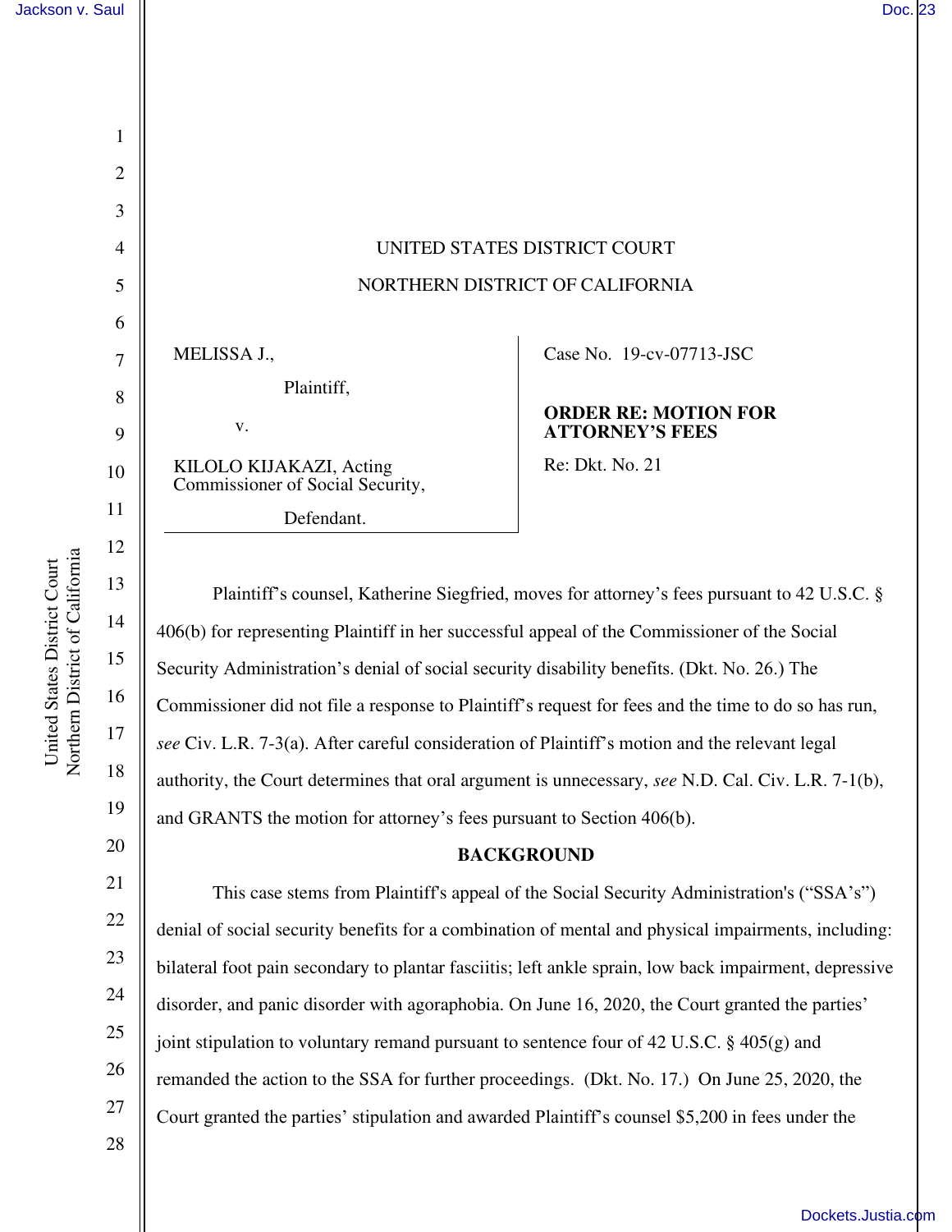UNITED STATES DISTRICT COURT

NORTHERN DISTRICT OF CALIFORNIA

MELISSA J.,

Plaintiff,

v.

KILOLO KIJAKAZI, Acting Commissioner of Social Security,

Defendant.

Case No. 19-cv-07713-JSC

**ORDER RE: MOTION FOR ATTORNEY'S FEES**

Re: Dkt. No. 21

Plaintiff's counsel, Katherine Siegfried, moves for attorney's fees pursuant to 42 U.S.C. § 406(b) for representing Plaintiff in her successful appeal of the Commissioner of the Social Security Administration's denial of social security disability benefits. (Dkt. No. 26.) The Commissioner did not file a response to Plaintiff's request for fees and the time to do so has run, *see* Civ. L.R. 7-3(a). After careful consideration of Plaintiff's motion and the relevant legal authority, the Court determines that oral argument is unnecessary, *see* N.D. Cal. Civ. L.R. 7-1(b), and GRANTS the motion for attorney's fees pursuant to Section 406(b).

## BACKGROUND

This case stems from Plaintiff's appeal of the Social Security Administration's ("SSA's") denial of social security benefits for a combination of mental and physical impairments, including: bilateral foot pain secondary to plantar fasciitis; left ankle sprain, low back impairment, depressive disorder, and panic disorder with agoraphobia. On June 16, 2020, the Court granted the parties' joint stipulation to voluntary remand pursuant to sentence four of 42 U.S.C. § 405(g) and remanded the action to the SSA for further proceedings. (Dkt. No. 17.) On June 25, 2020, the Court granted the parties' stipulation and awarded Plaintiff's counsel $5,200 in fees under the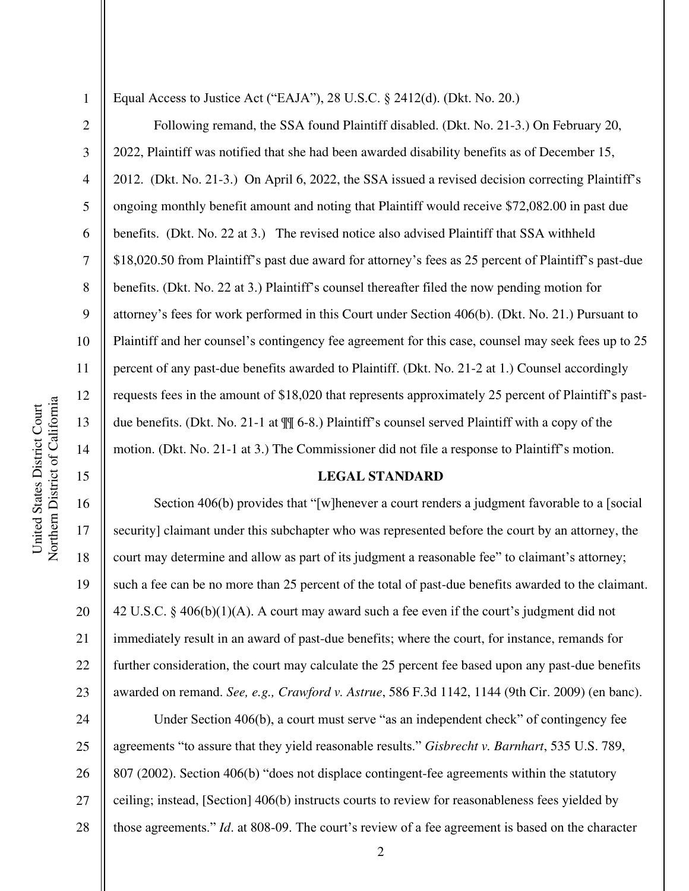Equal Access to Justice Act ("EAJA"), 28 U.S.C. § 2412(d). (Dkt. No. 20.)

Following remand, the SSA found Plaintiff disabled. (Dkt. No. 21-3.) On February 20, 2022, Plaintiff was notified that she had been awarded disability benefits as of December 15, 2012. (Dkt. No. 21-3.) On April 6, 2022, the SSA issued a revised decision correcting Plaintiff's ongoing monthly benefit amount and noting that Plaintiff would receive $72,082.00 in past due benefits. (Dkt. No. 22 at 3.) The revised notice also advised Plaintiff that SSA withheld $18,020.50 from Plaintiff's past due award for attorney's fees as 25 percent of Plaintiff's past-due benefits. (Dkt. No. 22 at 3.) Plaintiff's counsel thereafter filed the now pending motion for attorney's fees for work performed in this Court under Section 406(b). (Dkt. No. 21.) Pursuant to Plaintiff and her counsel's contingency fee agreement for this case, counsel may seek fees up to 25 percent of any past-due benefits awarded to Plaintiff. (Dkt. No. 21-2 at 1.) Counsel accordingly requests fees in the amount of $18,020 that represents approximately 25 percent of Plaintiff's past-due benefits. (Dkt. No. 21-1 at ¶¶ 6-8.) Plaintiff's counsel served Plaintiff with a copy of the motion. (Dkt. No. 21-1 at 3.) The Commissioner did not file a response to Plaintiff's motion.

**LEGAL STANDARD**

Section 406(b) provides that "[w]henever a court renders a judgment favorable to a [social security] claimant under this subchapter who was represented before the court by an attorney, the court may determine and allow as part of its judgment a reasonable fee" to claimant's attorney; such a fee can be no more than 25 percent of the total of past-due benefits awarded to the claimant. 42 U.S.C. § 406(b)(1)(A). A court may award such a fee even if the court's judgment did not immediately result in an award of past-due benefits; where the court, for instance, remands for further consideration, the court may calculate the 25 percent fee based upon any past-due benefits awarded on remand. *See, e.g., Crawford v. Astrue*, 586 F.3d 1142, 1144 (9th Cir. 2009) (en banc).

Under Section 406(b), a court must serve "as an independent check" of contingency fee agreements "to assure that they yield reasonable results." *Gisbrecht v. Barnhart*, 535 U.S. 789, 807 (2002). Section 406(b) "does not displace contingent-fee agreements within the statutory ceiling; instead, [Section] 406(b) instructs courts to review for reasonableness fees yielded by those agreements." *Id*. at 808-09. The court's review of a fee agreement is based on the character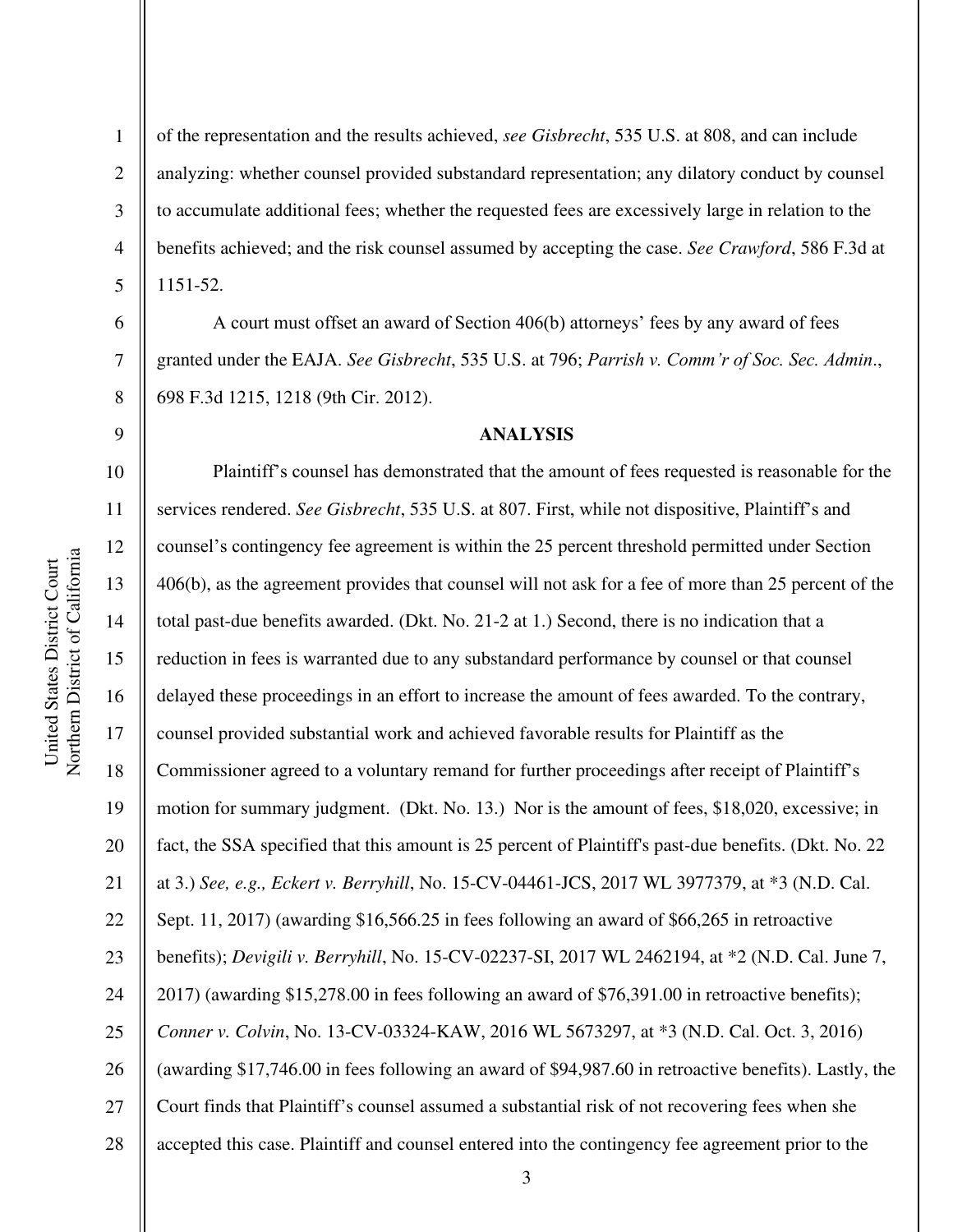of the representation and the results achieved, *see Gisbrecht*, 535 U.S. at 808, and can include analyzing: whether counsel provided substandard representation; any dilatory conduct by counsel to accumulate additional fees; whether the requested fees are excessively large in relation to the benefits achieved; and the risk counsel assumed by accepting the case. *See Crawford*, 586 F.3d at 1151-52.

A court must offset an award of Section 406(b) attorneys' fees by any award of fees granted under the EAJA. *See Gisbrecht*, 535 U.S. at 796; *Parrish v. Comm'r of Soc. Sec. Admin*., 698 F.3d 1215, 1218 (9th Cir. 2012).

**ANALYSIS**

Plaintiff's counsel has demonstrated that the amount of fees requested is reasonable for the services rendered. *See Gisbrecht*, 535 U.S. at 807. First, while not dispositive, Plaintiff's and counsel's contingency fee agreement is within the 25 percent threshold permitted under Section 406(b), as the agreement provides that counsel will not ask for a fee of more than 25 percent of the total past-due benefits awarded. (Dkt. No. 21-2 at 1.) Second, there is no indication that a reduction in fees is warranted due to any substandard performance by counsel or that counsel delayed these proceedings in an effort to increase the amount of fees awarded. To the contrary, counsel provided substantial work and achieved favorable results for Plaintiff as the Commissioner agreed to a voluntary remand for further proceedings after receipt of Plaintiff's motion for summary judgment. (Dkt. No. 13.) Nor is the amount of fees, $18,020, excessive; in fact, the SSA specified that this amount is 25 percent of Plaintiff's past-due benefits. (Dkt. No. 22 at 3.) *See, e.g., Eckert v. Berryhill*, No. 15-CV-04461-JCS, 2017 WL 3977379, at *3 (N.D. Cal. Sept. 11, 2017) (awarding $16,566.25 in fees following an award of $66,265 in retroactive benefits); *Devigili v. Berryhill*, No. 15-CV-02237-SI, 2017 WL 2462194, at *2 (N.D. Cal. June 7, 2017) (awarding $15,278.00 in fees following an award of $76,391.00 in retroactive benefits); *Conner v. Colvin*, No. 13-CV-03324-KAW, 2016 WL 5673297, at *3 (N.D. Cal. Oct. 3, 2016) (awarding $17,746.00 in fees following an award of $94,987.60 in retroactive benefits). Lastly, the Court finds that Plaintiff's counsel assumed a substantial risk of not recovering fees when she accepted this case. Plaintiff and counsel entered into the contingency fee agreement prior to the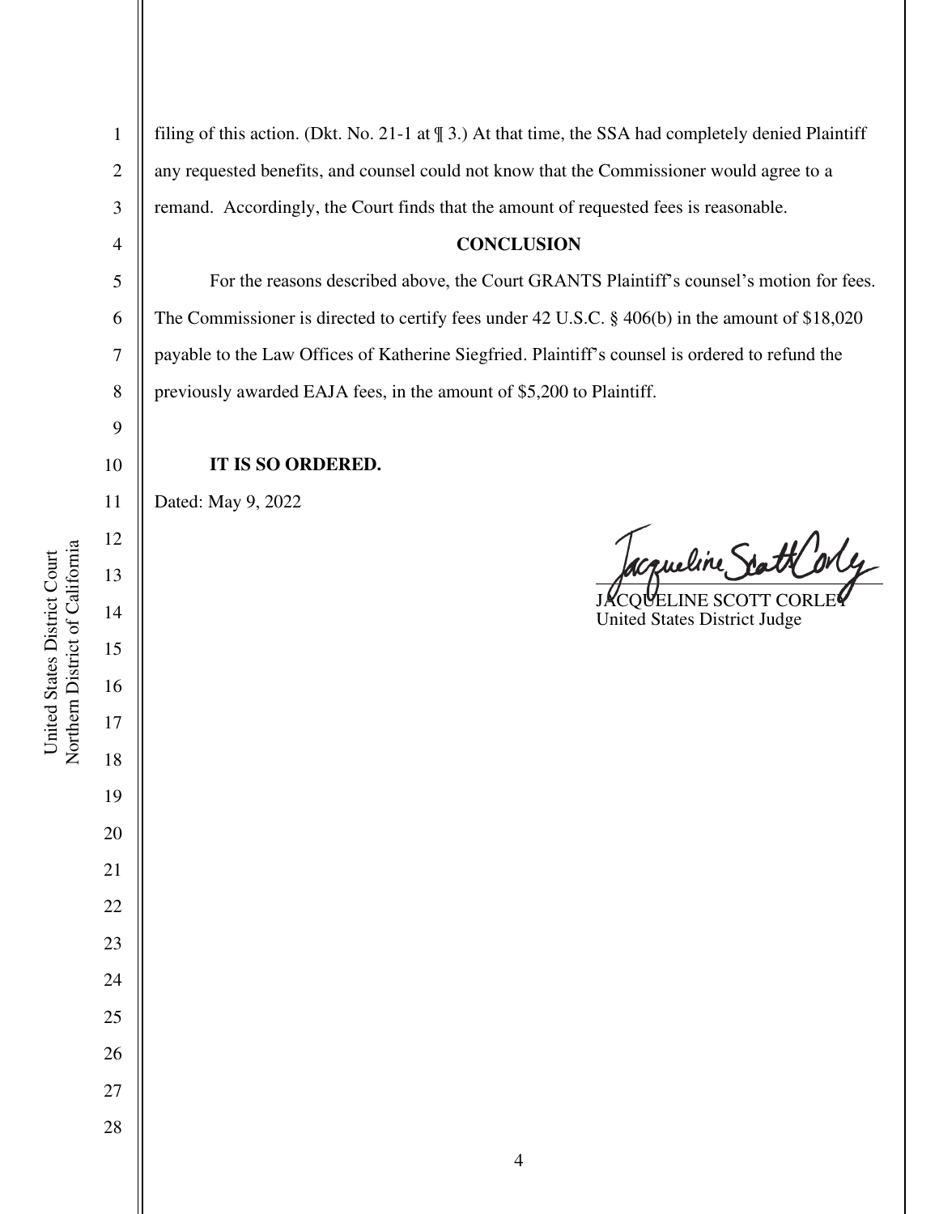filing of this action. (Dkt. No. 21-1 at ¶ 3.) At that time, the SSA had completely denied Plaintiff any requested benefits, and counsel could not know that the Commissioner would agree to a remand. Accordingly, the Court finds that the amount of requested fees is reasonable.

## CONCLUSION

For the reasons described above, the Court GRANTS Plaintiff's counsel's motion for fees. The Commissioner is directed to certify fees under 42 U.S.C. § 406(b) in the amount of $18,020 payable to the Law Offices of Katherine Siegfried. Plaintiff's counsel is ordered to refund the previously awarded EAJA fees, in the amount of $5,200 to Plaintiff.

**IT IS SO ORDERED.**

Dated: May 9, 2022

JACQUELINE SCOTT CORLEY
United States District Judge